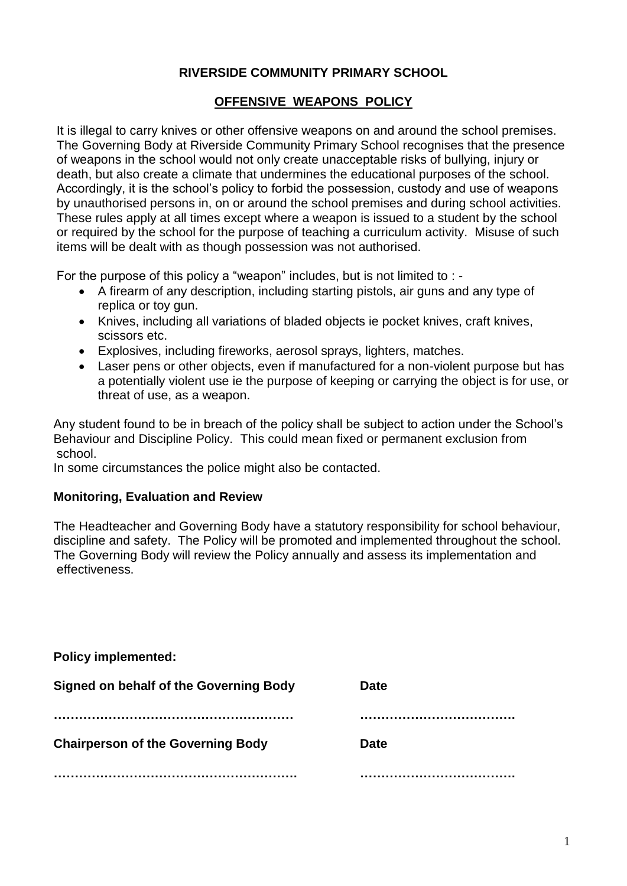# RIVERSIDE COMMUNITY PRIMARY SCHOOL

## OFFENSIVE WEAPONS POLICY

It is illegal to carry knives or other offensive weapons on and around the school premises. The Governing Body at Riverside Community Primary School recognises that the presence of weapons in the school would not only create unacceptable risks of bullying, injury or death, but also create a climate that undermines the educational purposes of the school. Accordingly, it is the school's policy to forbid the possession, custody and use of weapons by unauthorised persons in, on or around the school premises and during school activities. These rules apply at all times except where a weapon is issued to a student by the school or required by the school for the purpose of teaching a curriculum activity. Misuse of such items will be dealt with as though possession was not authorised.

For the purpose of this policy a "weapon" includes, but is not limited to : -

- A firearm of any description, including starting pistols, air guns and any type of replica or toy gun.
- Knives, including all variations of bladed objects ie pocket knives, craft knives, scissors etc.
- Explosives, including fireworks, aerosol sprays, lighters, matches.
- Laser pens or other objects, even if manufactured for a non-violent purpose but has a potentially violent use ie the purpose of keeping or carrying the object is for use, or threat of use, as a weapon.

Any student found to be in breach of the policy shall be subject to action under the School's Behaviour and Discipline Policy. This could mean fixed or permanent exclusion from school.

In some circumstances the police might also be contacted.

**Monitoring, Evaluation and Review**

The Headteacher and Governing Body have a statutory responsibility for school behaviour, discipline and safety. The Policy will be promoted and implemented throughout the school. The Governing Body will review the Policy annually and assess its implementation and effectiveness.

**Policy implemented:**

**Signed on behalf of the Governing Body** **Date**

………………………………………………… ……………………………….

**Chairperson of the Governing Body** **Date**

…………………………………………………. ……………………………….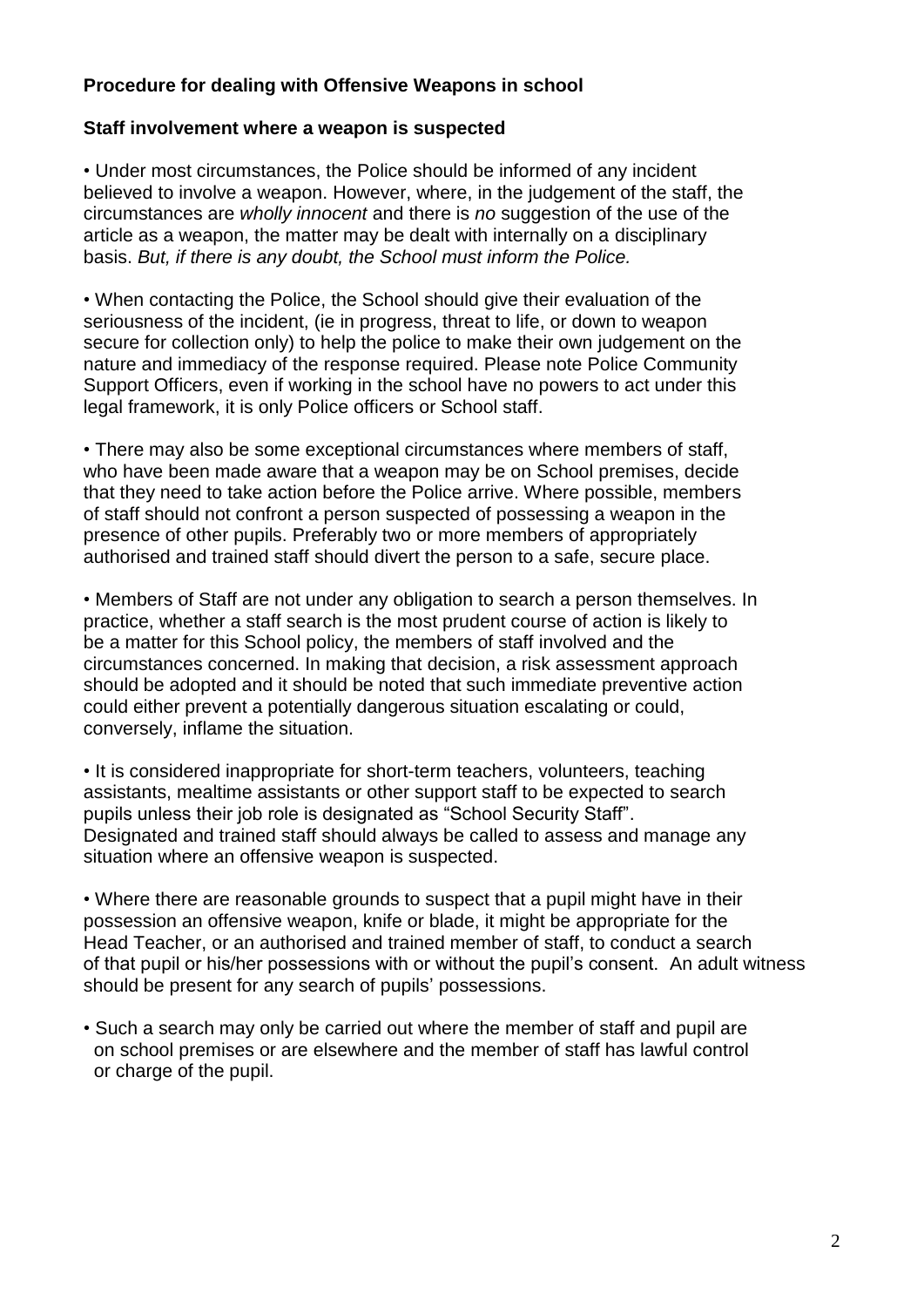**Procedure for dealing with Offensive Weapons in school**

**Staff involvement where a weapon is suspected**

- Under most circumstances, the Police should be informed of any incident believed to involve a weapon. However, where, in the judgement of the staff, the circumstances are *wholly innocent* and there is *no* suggestion of the use of the article as a weapon, the matter may be dealt with internally on a disciplinary basis. *But, if there is any doubt, the School must inform the Police.*

- When contacting the Police, the School should give their evaluation of the seriousness of the incident, (ie in progress, threat to life, or down to weapon secure for collection only) to help the police to make their own judgement on the nature and immediacy of the response required. Please note Police Community Support Officers, even if working in the school have no powers to act under this legal framework, it is only Police officers or School staff.

- There may also be some exceptional circumstances where members of staff, who have been made aware that a weapon may be on School premises, decide that they need to take action before the Police arrive. Where possible, members of staff should not confront a person suspected of possessing a weapon in the presence of other pupils. Preferably two or more members of appropriately authorised and trained staff should divert the person to a safe, secure place.

- Members of Staff are not under any obligation to search a person themselves. In practice, whether a staff search is the most prudent course of action is likely to be a matter for this School policy, the members of staff involved and the circumstances concerned. In making that decision, a risk assessment approach should be adopted and it should be noted that such immediate preventive action could either prevent a potentially dangerous situation escalating or could, conversely, inflame the situation.

- It is considered inappropriate for short-term teachers, volunteers, teaching assistants, mealtime assistants or other support staff to be expected to search pupils unless their job role is designated as "School Security Staff". Designated and trained staff should always be called to assess and manage any situation where an offensive weapon is suspected.

- Where there are reasonable grounds to suspect that a pupil might have in their possession an offensive weapon, knife or blade, it might be appropriate for the Head Teacher, or an authorised and trained member of staff, to conduct a search of that pupil or his/her possessions with or without the pupil's consent. An adult witness should be present for any search of pupils' possessions.

- Such a search may only be carried out where the member of staff and pupil are on school premises or are elsewhere and the member of staff has lawful control or charge of the pupil.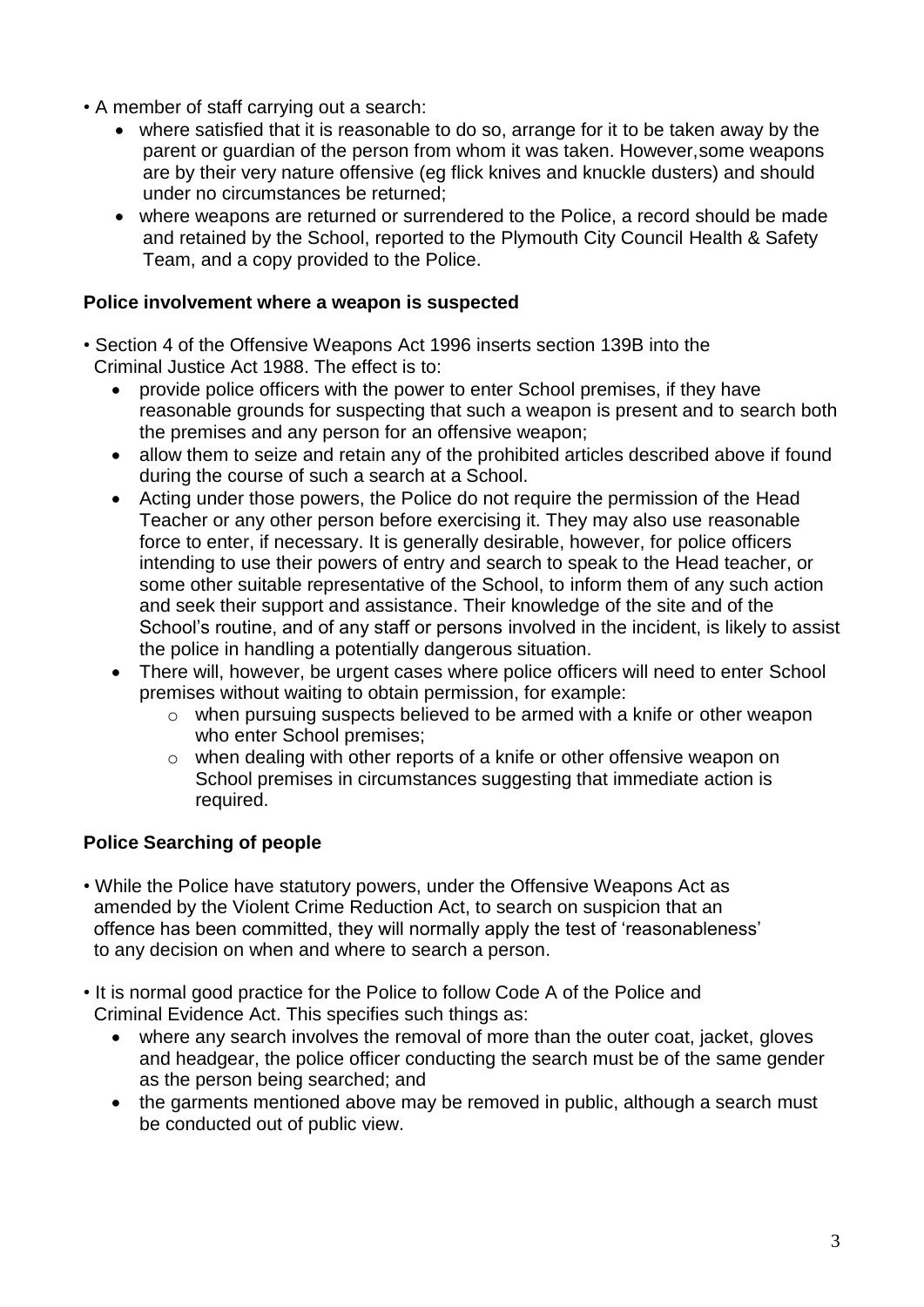- A member of staff carrying out a search:
  - where satisfied that it is reasonable to do so, arrange for it to be taken away by the parent or guardian of the person from whom it was taken. However,some weapons are by their very nature offensive (eg flick knives and knuckle dusters) and should under no circumstances be returned;
  - where weapons are returned or surrendered to the Police, a record should be made and retained by the School, reported to the Plymouth City Council Health & Safety Team, and a copy provided to the Police.

**Police involvement where a weapon is suspected**

- Section 4 of the Offensive Weapons Act 1996 inserts section 139B into the Criminal Justice Act 1988. The effect is to:
  - provide police officers with the power to enter School premises, if they have reasonable grounds for suspecting that such a weapon is present and to search both the premises and any person for an offensive weapon;
  - allow them to seize and retain any of the prohibited articles described above if found during the course of such a search at a School.
  - Acting under those powers, the Police do not require the permission of the Head Teacher or any other person before exercising it. They may also use reasonable force to enter, if necessary. It is generally desirable, however, for police officers intending to use their powers of entry and search to speak to the Head teacher, or some other suitable representative of the School, to inform them of any such action and seek their support and assistance. Their knowledge of the site and of the School's routine, and of any staff or persons involved in the incident, is likely to assist the police in handling a potentially dangerous situation.
  - There will, however, be urgent cases where police officers will need to enter School premises without waiting to obtain permission, for example:
    - when pursuing suspects believed to be armed with a knife or other weapon who enter School premises;
    - when dealing with other reports of a knife or other offensive weapon on School premises in circumstances suggesting that immediate action is required.

**Police Searching of people**

- While the Police have statutory powers, under the Offensive Weapons Act as amended by the Violent Crime Reduction Act, to search on suspicion that an offence has been committed, they will normally apply the test of 'reasonableness' to any decision on when and where to search a person.

- It is normal good practice for the Police to follow Code A of the Police and Criminal Evidence Act. This specifies such things as:
  - where any search involves the removal of more than the outer coat, jacket, gloves and headgear, the police officer conducting the search must be of the same gender as the person being searched; and
  - the garments mentioned above may be removed in public, although a search must be conducted out of public view.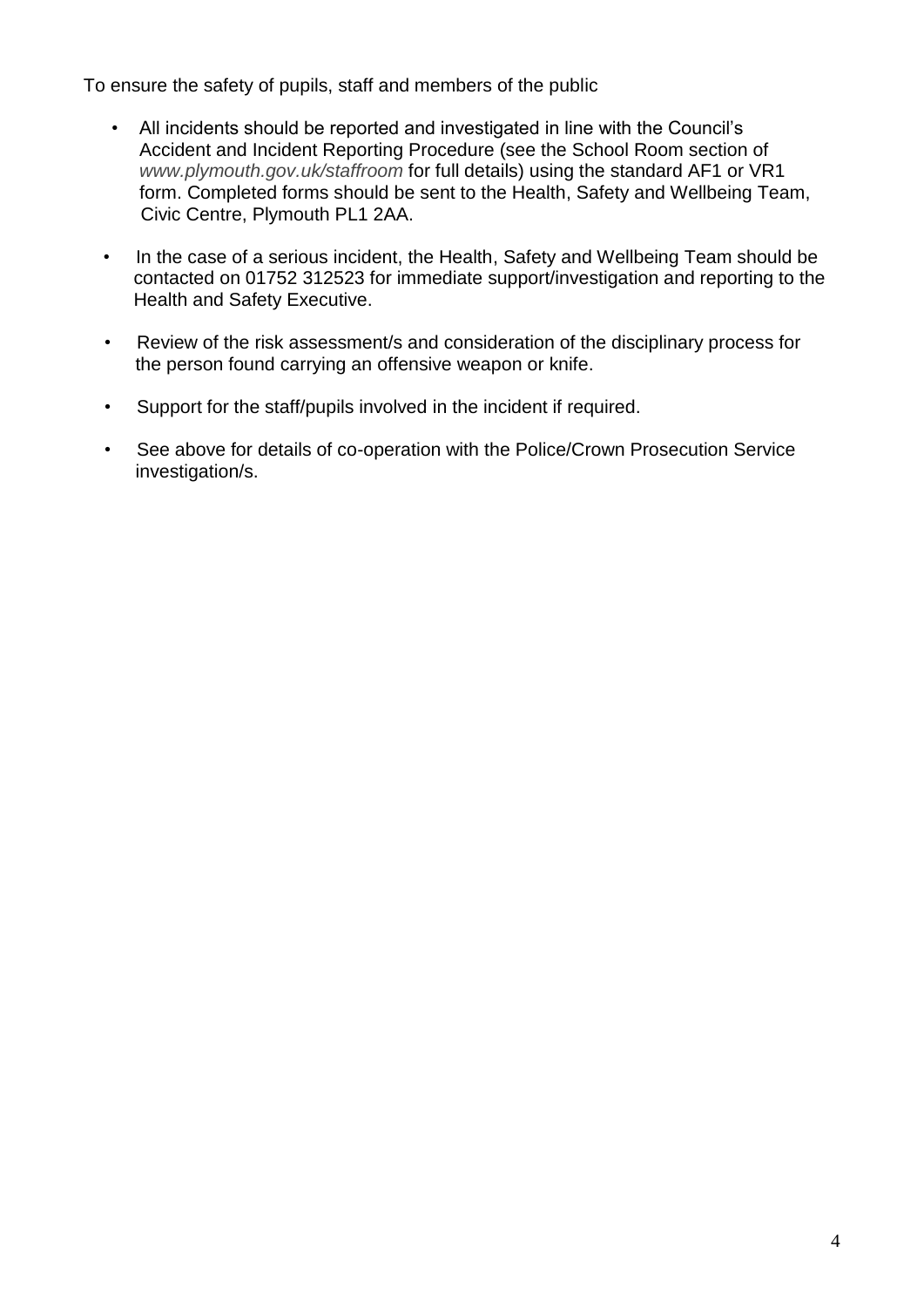To ensure the safety of pupils, staff and members of the public

- All incidents should be reported and investigated in line with the Council's Accident and Incident Reporting Procedure (see the School Room section of *www.plymouth.gov.uk/staffroom* for full details) using the standard AF1 or VR1 form. Completed forms should be sent to the Health, Safety and Wellbeing Team, Civic Centre, Plymouth PL1 2AA.
- In the case of a serious incident, the Health, Safety and Wellbeing Team should be contacted on 01752 312523 for immediate support/investigation and reporting to the Health and Safety Executive.
- Review of the risk assessment/s and consideration of the disciplinary process for the person found carrying an offensive weapon or knife.
- Support for the staff/pupils involved in the incident if required.
- See above for details of co-operation with the Police/Crown Prosecution Service investigation/s.